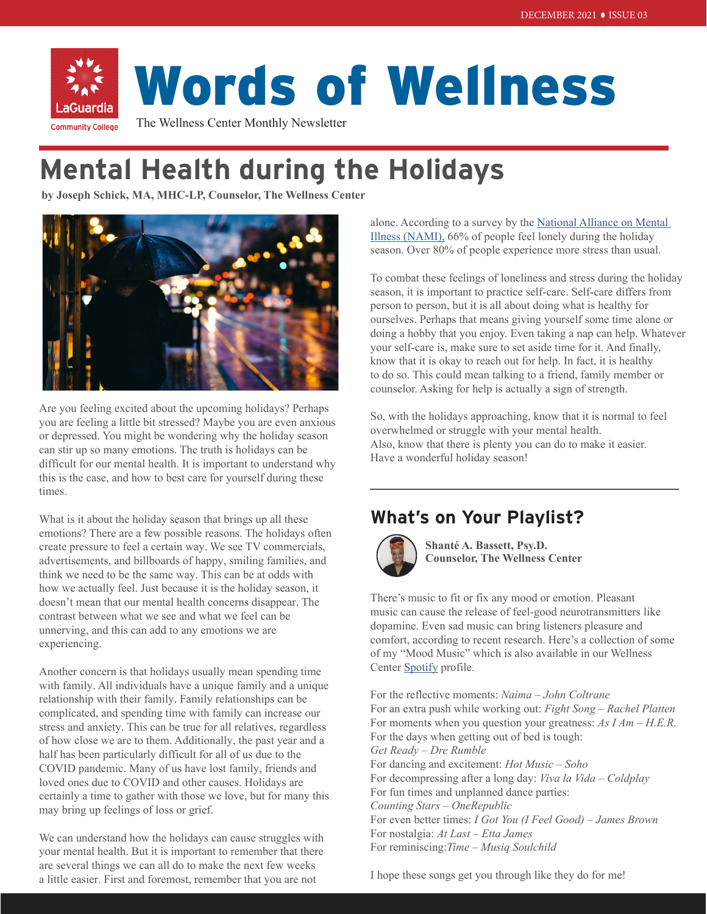DECEMBER 2021 • ISSUE 03

# Words of Wellness

The Wellness Center Monthly Newsletter

## Mental Health during the Holidays

**by Joseph Schick, MA, MHC-LP, Counselor, The Wellness Center**

Are you feeling excited about the upcoming holidays? Perhaps you are feeling a little bit stressed? Maybe you are even anxious or depressed. You might be wondering why the holiday season can stir up so many emotions. The truth is holidays can be difficult for our mental health. It is important to understand why this is the case, and how to best care for yourself during these times.

What is it about the holiday season that brings up all these emotions? There are a few possible reasons. The holidays often create pressure to feel a certain way. We see TV commercials, advertisements, and billboards of happy, smiling families, and think we need to be the same way. This can be at odds with how we actually feel. Just because it is the holiday season, it doesn't mean that our mental health concerns disappear. The contrast between what we see and what we feel can be unnerving, and this can add to any emotions we are experiencing.

Another concern is that holidays usually mean spending time with family. All individuals have a unique family and a unique relationship with their family. Family relationships can be complicated, and spending time with family can increase our stress and anxiety. This can be true for all relatives, regardless of how close we are to them. Additionally, the past year and a half has been particularly difficult for all of us due to the COVID pandemic. Many of us have lost family, friends and loved ones due to COVID and other causes. Holidays are certainly a time to gather with those we love, but for many this may bring up feelings of loss or grief.

We can understand how the holidays can cause struggles with your mental health. But it is important to remember that there are several things we can all do to make the next few weeks a little easier. First and foremost, remember that you are not alone. According to a survey by the National Alliance on Mental Illness (NAMI), 66% of people feel lonely during the holiday season. Over 80% of people experience more stress than usual.

To combat these feelings of loneliness and stress during the holiday season, it is important to practice self-care. Self-care differs from person to person, but it is all about doing what is healthy for ourselves. Perhaps that means giving yourself some time alone or doing a hobby that you enjoy. Even taking a nap can help. Whatever your self-care is, make sure to set aside time for it. And finally, know that it is okay to reach out for help. In fact, it is healthy to do so. This could mean talking to a friend, family member or counselor. Asking for help is actually a sign of strength.

So, with the holidays approaching, know that it is normal to feel overwhelmed or struggle with your mental health.
Also, know that there is plenty you can do to make it easier.
Have a wonderful holiday season!

---

## What's on Your Playlist?

**Shanté A. Bassett, Psy.D.**
**Counselor, The Wellness Center**

There's music to fit or fix any mood or emotion. Pleasant music can cause the release of feel-good neurotransmitters like dopamine. Even sad music can bring listeners pleasure and comfort, according to recent research. Here's a collection of some of my "Mood Music" which is also available in our Wellness Center Spotify profile.

For the reflective moments: *Naima – John Coltrane*
For an extra push while working out: *Fight Song – Rachel Platten*
For moments when you question your greatness: *As I Am – H.E.R.*
For the days when getting out of bed is tough:
*Get Ready – Dre Rumble*
For dancing and excitement: *Hot Music – Soho*
For decompressing after a long day: *Viva la Vida – Coldplay*
For fun times and unplanned dance parties:
*Counting Stars – OneRepublic*
For even better times: *I Got You (I Feel Good) – James Brown*
For nostalgia: *At Last – Etta James*
For reminiscing: *Time – Musiq Soulchild*

I hope these songs get you through like they do for me!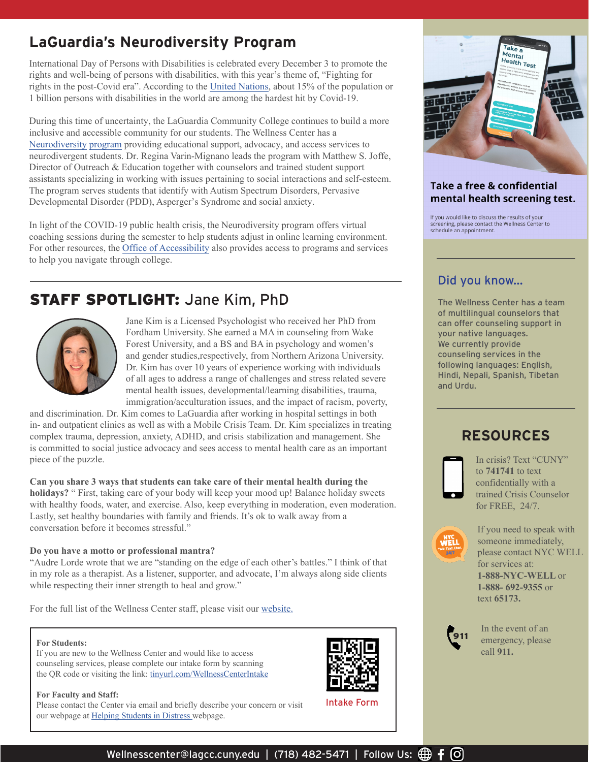## LaGuardia's Neurodiversity Program

International Day of Persons with Disabilities is celebrated every December 3 to promote the rights and well-being of persons with disabilities, with this year's theme of, "Fighting for rights in the post-Covid era". According to the United Nations, about 15% of the population or 1 billion persons with disabilities in the world are among the hardest hit by Covid-19.

During this time of uncertainty, the LaGuardia Community College continues to build a more inclusive and accessible community for our students. The Wellness Center has a Neurodiversity program providing educational support, advocacy, and access services to neurodivergent students. Dr. Regina Varin-Mignano leads the program with Matthew S. Joffe, Director of Outreach & Education together with counselors and trained student support assistants specializing in working with issues pertaining to social interactions and self-esteem. The program serves students that identify with Autism Spectrum Disorders, Pervasive Developmental Disorder (PDD), Asperger's Syndrome and social anxiety.

In light of the COVID-19 public health crisis, the Neurodiversity program offers virtual coaching sessions during the semester to help students adjust in online learning environment. For other resources, the Office of Accessibility also provides access to programs and services to help you navigate through college.

## STAFF SPOTLIGHT: Jane Kim, PhD

Jane Kim is a Licensed Psychologist who received her PhD from Fordham University. She earned a MA in counseling from Wake Forest University, and a BS and BA in psychology and women's and gender studies,respectively, from Northern Arizona University. Dr. Kim has over 10 years of experience working with individuals of all ages to address a range of challenges and stress related severe mental health issues, developmental/learning disabilities, trauma, immigration/acculturation issues, and the impact of racism, poverty, and discrimination. Dr. Kim comes to LaGuardia after working in hospital settings in both in- and outpatient clinics as well as with a Mobile Crisis Team. Dr. Kim specializes in treating complex trauma, depression, anxiety, ADHD, and crisis stabilization and management. She is committed to social justice advocacy and sees access to mental health care as an important piece of the puzzle.

**Can you share 3 ways that students can take care of their mental health during the holidays?** " First, taking care of your body will keep your mood up! Balance holiday sweets with healthy foods, water, and exercise. Also, keep everything in moderation, even moderation. Lastly, set healthy boundaries with family and friends. It's ok to walk away from a conversation before it becomes stressful."

**Do you have a motto or professional mantra?**
"Audre Lorde wrote that we are "standing on the edge of each other's battles." I think of that in my role as a therapist. As a listener, supporter, and advocate, I'm always along side clients while respecting their inner strength to heal and grow."

For the full list of the Wellness Center staff, please visit our website.

**For Students:**
If you are new to the Wellness Center and would like to access counseling services, please complete our intake form by scanning the QR code or visiting the link: tinyurl.com/WellnessCenterIntake

Intake Form

**For Faculty and Staff:**
Please contact the Center via email and briefly describe your concern or visit our webpage at Helping Students in Distress webpage.

**Take a free & confidential mental health screening test.**

If you would like to discuss the results of your screening, please contact the Wellness Center to schedule an appointment.

### Did you know...

The Wellness Center has a team of multilingual counselors that can offer counseling support in your native languages. We currently provide counseling services in the following languages: English, Hindi, Nepali, Spanish, Tibetan and Urdu.

## RESOURCES

In crisis? Text "CUNY" to **741741** to text confidentially with a trained Crisis Counselor for FREE, 24/7.

If you need to speak with someone immediately, please contact NYC WELL for services at: **1-888-NYC-WELL** or **1-888- 692-9355** or text **65173.**

In the event of an emergency, please call **911.**

Wellnesscenter@lagcc.cuny.edu | (718) 482-5471 | Follow Us: